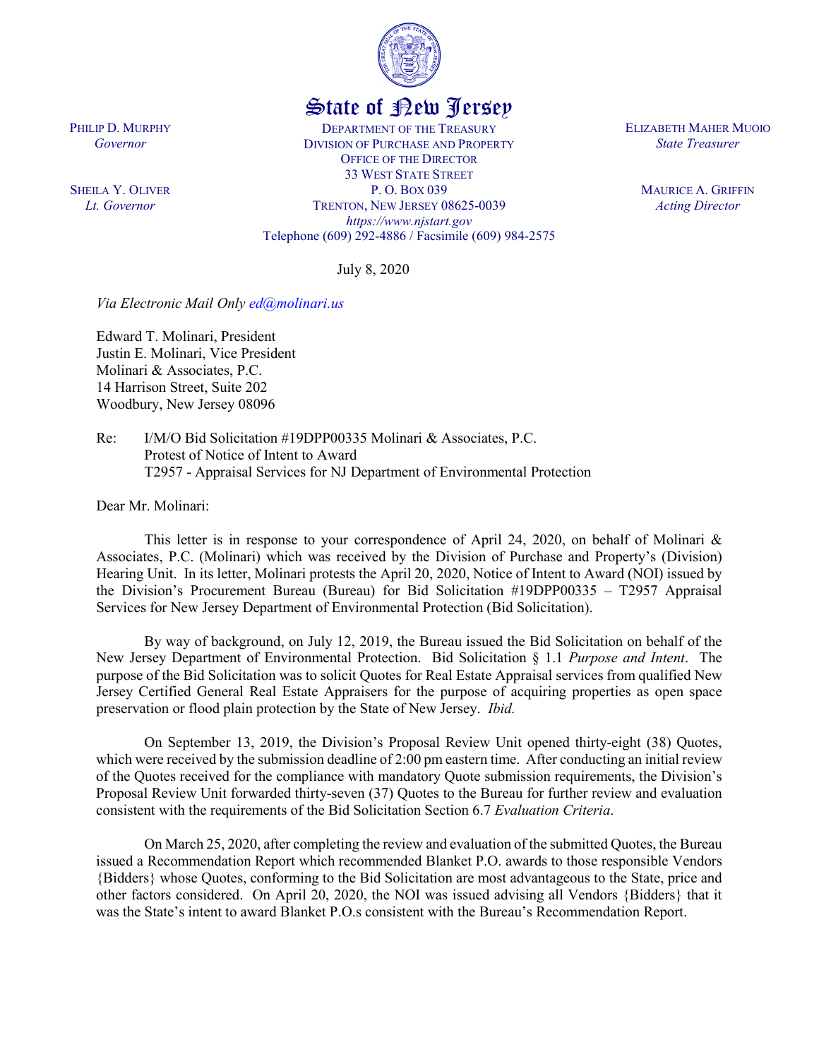# State of New Jersey

PHILIP D. MURPHY
*Governor*

SHEILA Y. OLIVER
*Lt. Governor*

DEPARTMENT OF THE TREASURY
DIVISION OF PURCHASE AND PROPERTY
OFFICE OF THE DIRECTOR
33 WEST STATE STREET
P. O. BOX 039
TRENTON, NEW JERSEY 08625-0039
*https://www.njstart.gov*
Telephone (609) 292-4886 / Facsimile (609) 984-2575

ELIZABETH MAHER MUOIO
*State Treasurer*

MAURICE A. GRIFFIN
*Acting Director*

July 8, 2020

*Via Electronic Mail Only ed@molinari.us*

Edward T. Molinari, President
Justin E. Molinari, Vice President
Molinari & Associates, P.C.
14 Harrison Street, Suite 202
Woodbury, New Jersey 08096

Re: I/M/O Bid Solicitation #19DPP00335 Molinari & Associates, P.C.
Protest of Notice of Intent to Award
T2957 - Appraisal Services for NJ Department of Environmental Protection

Dear Mr. Molinari:

This letter is in response to your correspondence of April 24, 2020, on behalf of Molinari & Associates, P.C. (Molinari) which was received by the Division of Purchase and Property's (Division) Hearing Unit. In its letter, Molinari protests the April 20, 2020, Notice of Intent to Award (NOI) issued by the Division's Procurement Bureau (Bureau) for Bid Solicitation #19DPP00335 – T2957 Appraisal Services for New Jersey Department of Environmental Protection (Bid Solicitation).

By way of background, on July 12, 2019, the Bureau issued the Bid Solicitation on behalf of the New Jersey Department of Environmental Protection. Bid Solicitation § 1.1 *Purpose and Intent*. The purpose of the Bid Solicitation was to solicit Quotes for Real Estate Appraisal services from qualified New Jersey Certified General Real Estate Appraisers for the purpose of acquiring properties as open space preservation or flood plain protection by the State of New Jersey. *Ibid.*

On September 13, 2019, the Division's Proposal Review Unit opened thirty-eight (38) Quotes, which were received by the submission deadline of 2:00 pm eastern time. After conducting an initial review of the Quotes received for the compliance with mandatory Quote submission requirements, the Division's Proposal Review Unit forwarded thirty-seven (37) Quotes to the Bureau for further review and evaluation consistent with the requirements of the Bid Solicitation Section 6.7 *Evaluation Criteria*.

On March 25, 2020, after completing the review and evaluation of the submitted Quotes, the Bureau issued a Recommendation Report which recommended Blanket P.O. awards to those responsible Vendors {Bidders} whose Quotes, conforming to the Bid Solicitation are most advantageous to the State, price and other factors considered. On April 20, 2020, the NOI was issued advising all Vendors {Bidders} that it was the State's intent to award Blanket P.O.s consistent with the Bureau's Recommendation Report.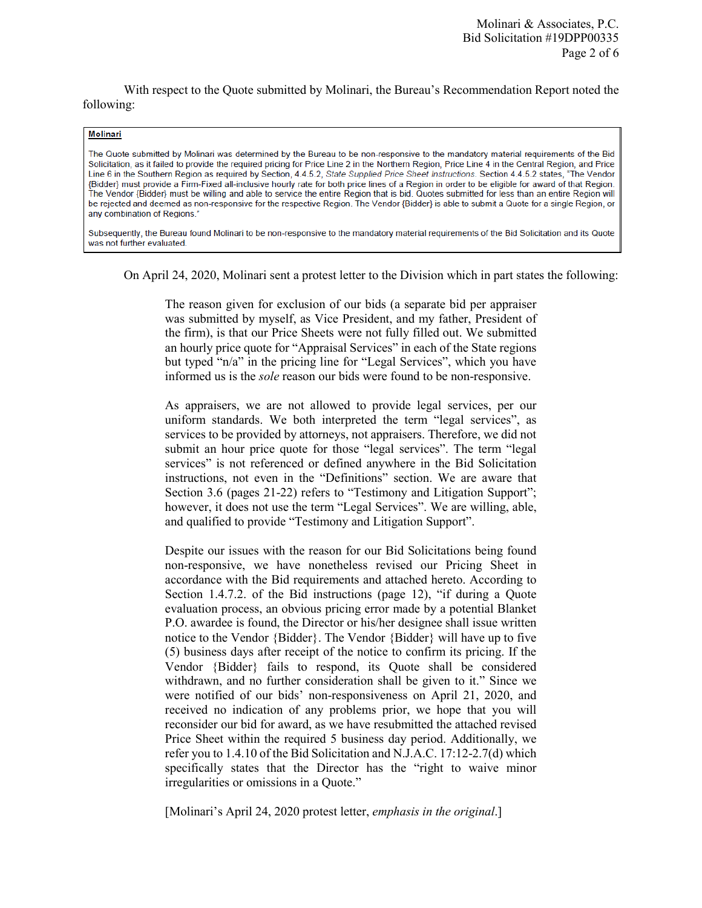With respect to the Quote submitted by Molinari, the Bureau's Recommendation Report noted the following:

> **Molinari**
>
> The Quote submitted by Molinari was determined by the Bureau to be non-responsive to the mandatory material requirements of the Bid Solicitation, as it failed to provide the required pricing for Price Line 2 in the Northern Region, Price Line 4 in the Central Region, and Price Line 6 in the Southern Region as required by Section, 4.4.5.2, *State Supplied Price Sheet Instructions*. Section 4.4.5.2 states, "The Vendor {Bidder} must provide a Firm-Fixed all-inclusive hourly rate for both price lines of a Region in order to be eligible for award of that Region. The Vendor {Bidder} must be willing and able to service the entire Region that is bid. Quotes submitted for less than an entire Region will be rejected and deemed as non-responsive for the respective Region. The Vendor {Bidder} is able to submit a Quote for a single Region, or any combination of Regions."
>
> Subsequently, the Bureau found Molinari to be non-responsive to the mandatory material requirements of the Bid Solicitation and its Quote was not further evaluated.

On April 24, 2020, Molinari sent a protest letter to the Division which in part states the following:

> The reason given for exclusion of our bids (a separate bid per appraiser was submitted by myself, as Vice President, and my father, President of the firm), is that our Price Sheets were not fully filled out. We submitted an hourly price quote for "Appraisal Services" in each of the State regions but typed "n/a" in the pricing line for "Legal Services", which you have informed us is the *sole* reason our bids were found to be non-responsive.
>
> As appraisers, we are not allowed to provide legal services, per our uniform standards. We both interpreted the term "legal services", as services to be provided by attorneys, not appraisers. Therefore, we did not submit an hour price quote for those "legal services". The term "legal services" is not referenced or defined anywhere in the Bid Solicitation instructions, not even in the "Definitions" section. We are aware that Section 3.6 (pages 21-22) refers to "Testimony and Litigation Support"; however, it does not use the term "Legal Services". We are willing, able, and qualified to provide "Testimony and Litigation Support".
>
> Despite our issues with the reason for our Bid Solicitations being found non-responsive, we have nonetheless revised our Pricing Sheet in accordance with the Bid requirements and attached hereto. According to Section 1.4.7.2. of the Bid instructions (page 12), "if during a Quote evaluation process, an obvious pricing error made by a potential Blanket P.O. awardee is found, the Director or his/her designee shall issue written notice to the Vendor {Bidder}. The Vendor {Bidder} will have up to five (5) business days after receipt of the notice to confirm its pricing. If the Vendor {Bidder} fails to respond, its Quote shall be considered withdrawn, and no further consideration shall be given to it." Since we were notified of our bids' non-responsiveness on April 21, 2020, and received no indication of any problems prior, we hope that you will reconsider our bid for award, as we have resubmitted the attached revised Price Sheet within the required 5 business day period. Additionally, we refer you to 1.4.10 of the Bid Solicitation and N.J.A.C. 17:12-2.7(d) which specifically states that the Director has the "right to waive minor irregularities or omissions in a Quote."
>
> [Molinari's April 24, 2020 protest letter, *emphasis in the original*.]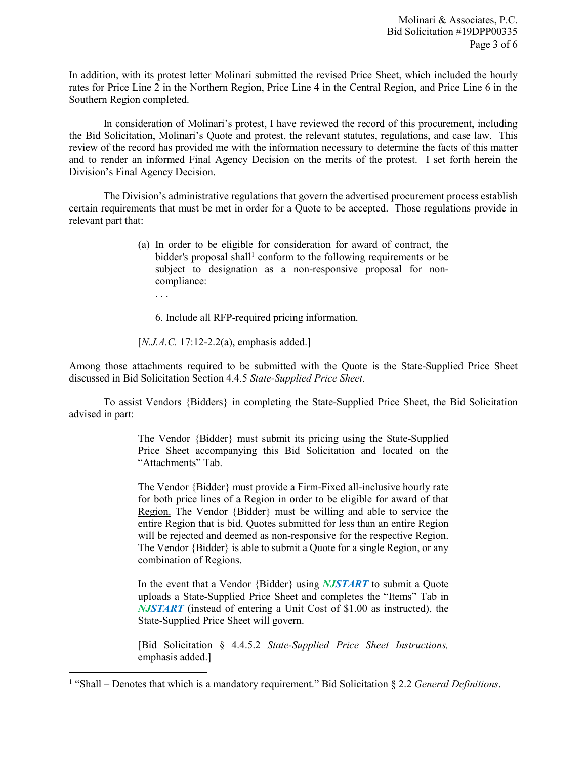In addition, with its protest letter Molinari submitted the revised Price Sheet, which included the hourly rates for Price Line 2 in the Northern Region, Price Line 4 in the Central Region, and Price Line 6 in the Southern Region completed.

In consideration of Molinari's protest, I have reviewed the record of this procurement, including the Bid Solicitation, Molinari's Quote and protest, the relevant statutes, regulations, and case law. This review of the record has provided me with the information necessary to determine the facts of this matter and to render an informed Final Agency Decision on the merits of the protest. I set forth herein the Division's Final Agency Decision.

The Division's administrative regulations that govern the advertised procurement process establish certain requirements that must be met in order for a Quote to be accepted. Those regulations provide in relevant part that:

> (a) In order to be eligible for consideration for award of contract, the bidder's proposal <u>shall</u>[1] conform to the following requirements or be subject to designation as a non-responsive proposal for non-compliance:
>
> . . .
>
> 6. Include all RFP-required pricing information.
>
> [*N.J.A.C.* 17:12-2.2(a), emphasis added.]

Among those attachments required to be submitted with the Quote is the State-Supplied Price Sheet discussed in Bid Solicitation Section 4.4.5 *State-Supplied Price Sheet*.

To assist Vendors {Bidders} in completing the State-Supplied Price Sheet, the Bid Solicitation advised in part:

> The Vendor {Bidder} must submit its pricing using the State-Supplied Price Sheet accompanying this Bid Solicitation and located on the "Attachments" Tab.
>
> The Vendor {Bidder} must provide <u>a Firm-Fixed all-inclusive hourly rate for both price lines of a Region in order to be eligible for award of that Region.</u> The Vendor {Bidder} must be willing and able to service the entire Region that is bid. Quotes submitted for less than an entire Region will be rejected and deemed as non-responsive for the respective Region. The Vendor {Bidder} is able to submit a Quote for a single Region, or any combination of Regions.
>
> In the event that a Vendor {Bidder} using ***NJSTART*** to submit a Quote uploads a State-Supplied Price Sheet and completes the "Items" Tab in ***NJSTART*** (instead of entering a Unit Cost of $1.00 as instructed), the State-Supplied Price Sheet will govern.
>
> [Bid Solicitation § 4.4.5.2 *State-Supplied Price Sheet Instructions*, <u>emphasis added</u>.]

---

[1] "Shall – Denotes that which is a mandatory requirement." Bid Solicitation § 2.2 *General Definitions*.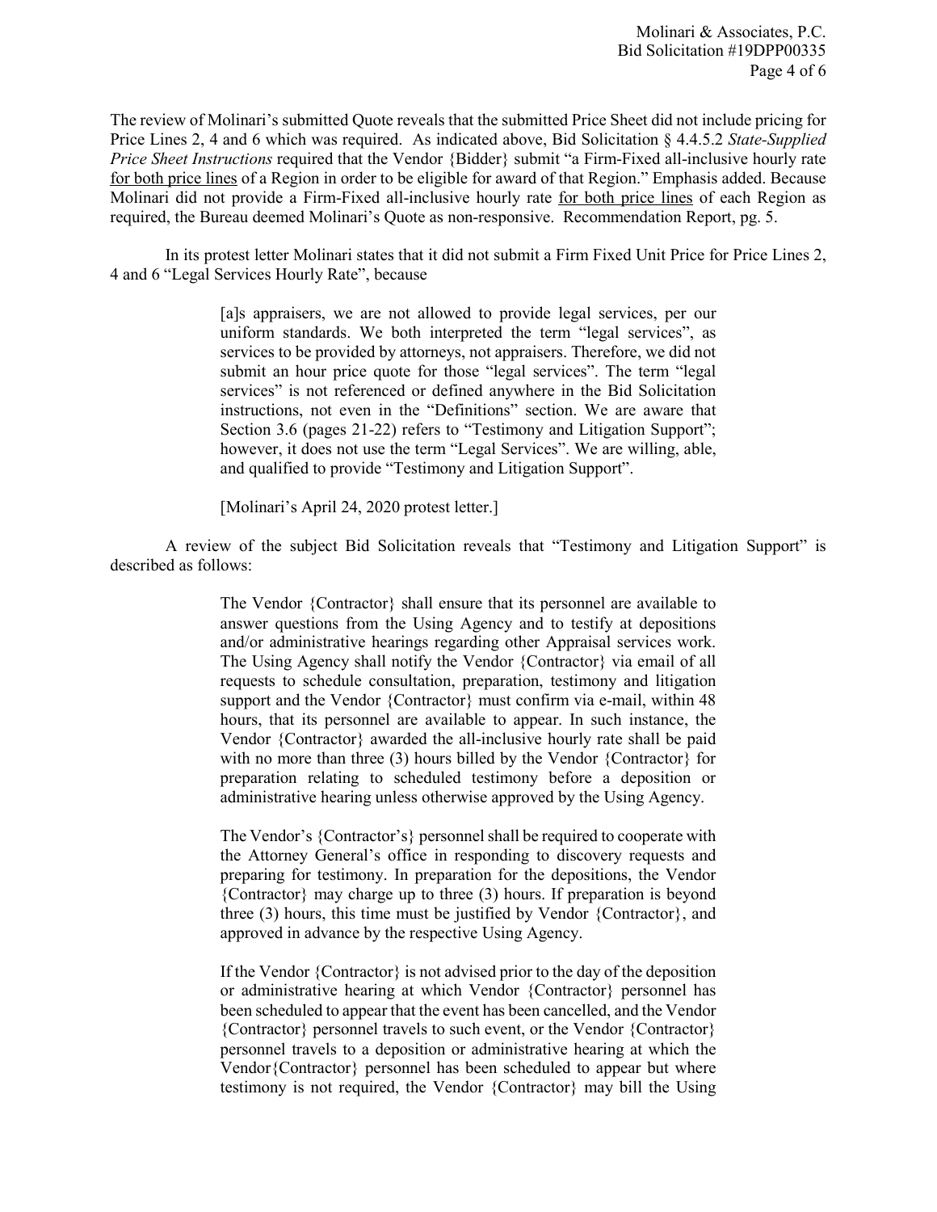The review of Molinari's submitted Quote reveals that the submitted Price Sheet did not include pricing for Price Lines 2, 4 and 6 which was required. As indicated above, Bid Solicitation § 4.4.5.2 *State-Supplied Price Sheet Instructions* required that the Vendor {Bidder} submit "a Firm-Fixed all-inclusive hourly rate <u>for both price lines</u> of a Region in order to be eligible for award of that Region." Emphasis added. Because Molinari did not provide a Firm-Fixed all-inclusive hourly rate <u>for both price lines</u> of each Region as required, the Bureau deemed Molinari's Quote as non-responsive. Recommendation Report, pg. 5.

In its protest letter Molinari states that it did not submit a Firm Fixed Unit Price for Price Lines 2, 4 and 6 "Legal Services Hourly Rate", because

> [a]s appraisers, we are not allowed to provide legal services, per our uniform standards. We both interpreted the term "legal services", as services to be provided by attorneys, not appraisers. Therefore, we did not submit an hour price quote for those "legal services". The term "legal services" is not referenced or defined anywhere in the Bid Solicitation instructions, not even in the "Definitions" section. We are aware that Section 3.6 (pages 21-22) refers to "Testimony and Litigation Support"; however, it does not use the term "Legal Services". We are willing, able, and qualified to provide "Testimony and Litigation Support".
>
> [Molinari's April 24, 2020 protest letter.]

A review of the subject Bid Solicitation reveals that "Testimony and Litigation Support" is described as follows:

> The Vendor {Contractor} shall ensure that its personnel are available to answer questions from the Using Agency and to testify at depositions and/or administrative hearings regarding other Appraisal services work. The Using Agency shall notify the Vendor {Contractor} via email of all requests to schedule consultation, preparation, testimony and litigation support and the Vendor {Contractor} must confirm via e-mail, within 48 hours, that its personnel are available to appear. In such instance, the Vendor {Contractor} awarded the all-inclusive hourly rate shall be paid with no more than three (3) hours billed by the Vendor {Contractor} for preparation relating to scheduled testimony before a deposition or administrative hearing unless otherwise approved by the Using Agency.
>
> The Vendor's {Contractor's} personnel shall be required to cooperate with the Attorney General's office in responding to discovery requests and preparing for testimony. In preparation for the depositions, the Vendor {Contractor} may charge up to three (3) hours. If preparation is beyond three (3) hours, this time must be justified by Vendor {Contractor}, and approved in advance by the respective Using Agency.
>
> If the Vendor {Contractor} is not advised prior to the day of the deposition or administrative hearing at which Vendor {Contractor} personnel has been scheduled to appear that the event has been cancelled, and the Vendor {Contractor} personnel travels to such event, or the Vendor {Contractor} personnel travels to a deposition or administrative hearing at which the Vendor{Contractor} personnel has been scheduled to appear but where testimony is not required, the Vendor {Contractor} may bill the Using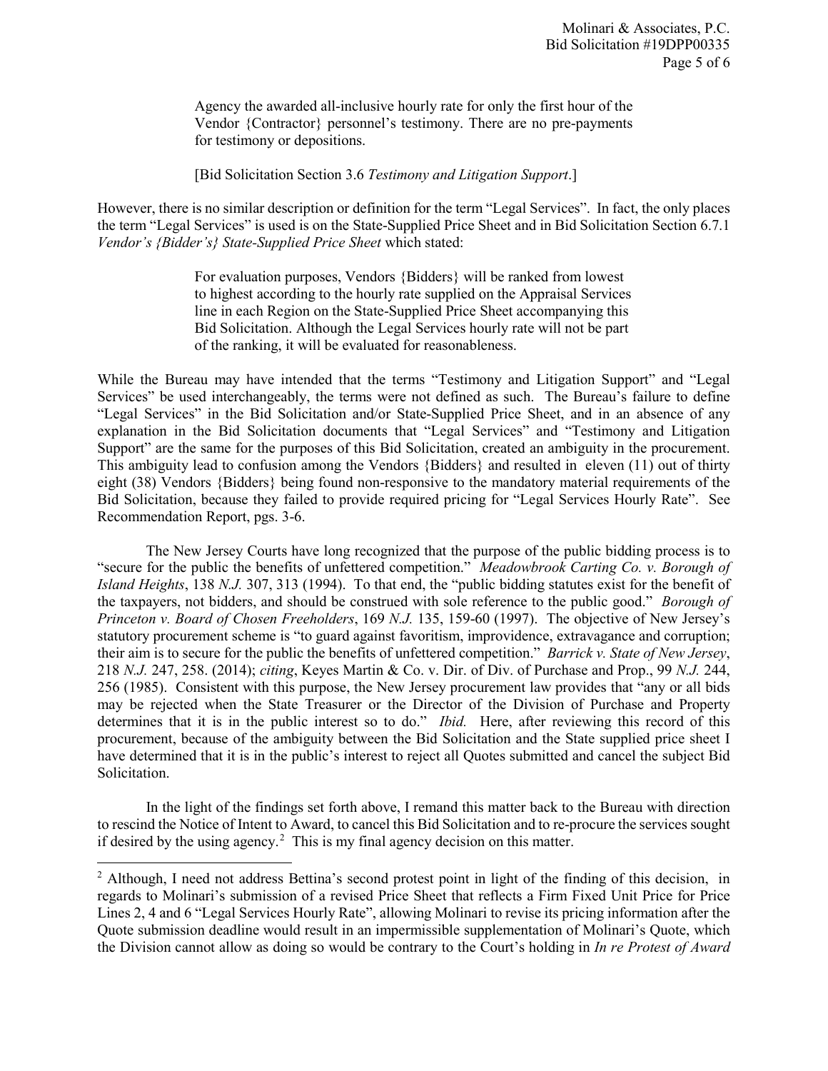> Agency the awarded all-inclusive hourly rate for only the first hour of the Vendor {Contractor} personnel's testimony. There are no pre-payments for testimony or depositions.
>
> [Bid Solicitation Section 3.6 *Testimony and Litigation Support*.]

However, there is no similar description or definition for the term "Legal Services". In fact, the only places the term "Legal Services" is used is on the State-Supplied Price Sheet and in Bid Solicitation Section 6.7.1 *Vendor's {Bidder's} State-Supplied Price Sheet* which stated:

> For evaluation purposes, Vendors {Bidders} will be ranked from lowest to highest according to the hourly rate supplied on the Appraisal Services line in each Region on the State-Supplied Price Sheet accompanying this Bid Solicitation. Although the Legal Services hourly rate will not be part of the ranking, it will be evaluated for reasonableness.

While the Bureau may have intended that the terms "Testimony and Litigation Support" and "Legal Services" be used interchangeably, the terms were not defined as such. The Bureau's failure to define "Legal Services" in the Bid Solicitation and/or State-Supplied Price Sheet, and in an absence of any explanation in the Bid Solicitation documents that "Legal Services" and "Testimony and Litigation Support" are the same for the purposes of this Bid Solicitation, created an ambiguity in the procurement. This ambiguity lead to confusion among the Vendors {Bidders} and resulted in eleven (11) out of thirty eight (38) Vendors {Bidders} being found non-responsive to the mandatory material requirements of the Bid Solicitation, because they failed to provide required pricing for "Legal Services Hourly Rate". See Recommendation Report, pgs. 3-6.

The New Jersey Courts have long recognized that the purpose of the public bidding process is to "secure for the public the benefits of unfettered competition." *Meadowbrook Carting Co. v. Borough of Island Heights*, 138 *N.J.* 307, 313 (1994). To that end, the "public bidding statutes exist for the benefit of the taxpayers, not bidders, and should be construed with sole reference to the public good." *Borough of Princeton v. Board of Chosen Freeholders*, 169 *N.J.* 135, 159-60 (1997). The objective of New Jersey's statutory procurement scheme is "to guard against favoritism, improvidence, extravagance and corruption; their aim is to secure for the public the benefits of unfettered competition." *Barrick v. State of New Jersey*, 218 *N.J.* 247, 258. (2014); *citing*, Keyes Martin & Co. v. Dir. of Div. of Purchase and Prop., 99 *N.J.* 244, 256 (1985). Consistent with this purpose, the New Jersey procurement law provides that "any or all bids may be rejected when the State Treasurer or the Director of the Division of Purchase and Property determines that it is in the public interest so to do." *Ibid.* Here, after reviewing this record of this procurement, because of the ambiguity between the Bid Solicitation and the State supplied price sheet I have determined that it is in the public's interest to reject all Quotes submitted and cancel the subject Bid Solicitation.

In the light of the findings set forth above, I remand this matter back to the Bureau with direction to rescind the Notice of Intent to Award, to cancel this Bid Solicitation and to re-procure the services sought if desired by the using agency.[2] This is my final agency decision on this matter.

---

[2] Although, I need not address Bettina's second protest point in light of the finding of this decision, in regards to Molinari's submission of a revised Price Sheet that reflects a Firm Fixed Unit Price for Price Lines 2, 4 and 6 "Legal Services Hourly Rate", allowing Molinari to revise its pricing information after the Quote submission deadline would result in an impermissible supplementation of Molinari's Quote, which the Division cannot allow as doing so would be contrary to the Court's holding in *In re Protest of Award*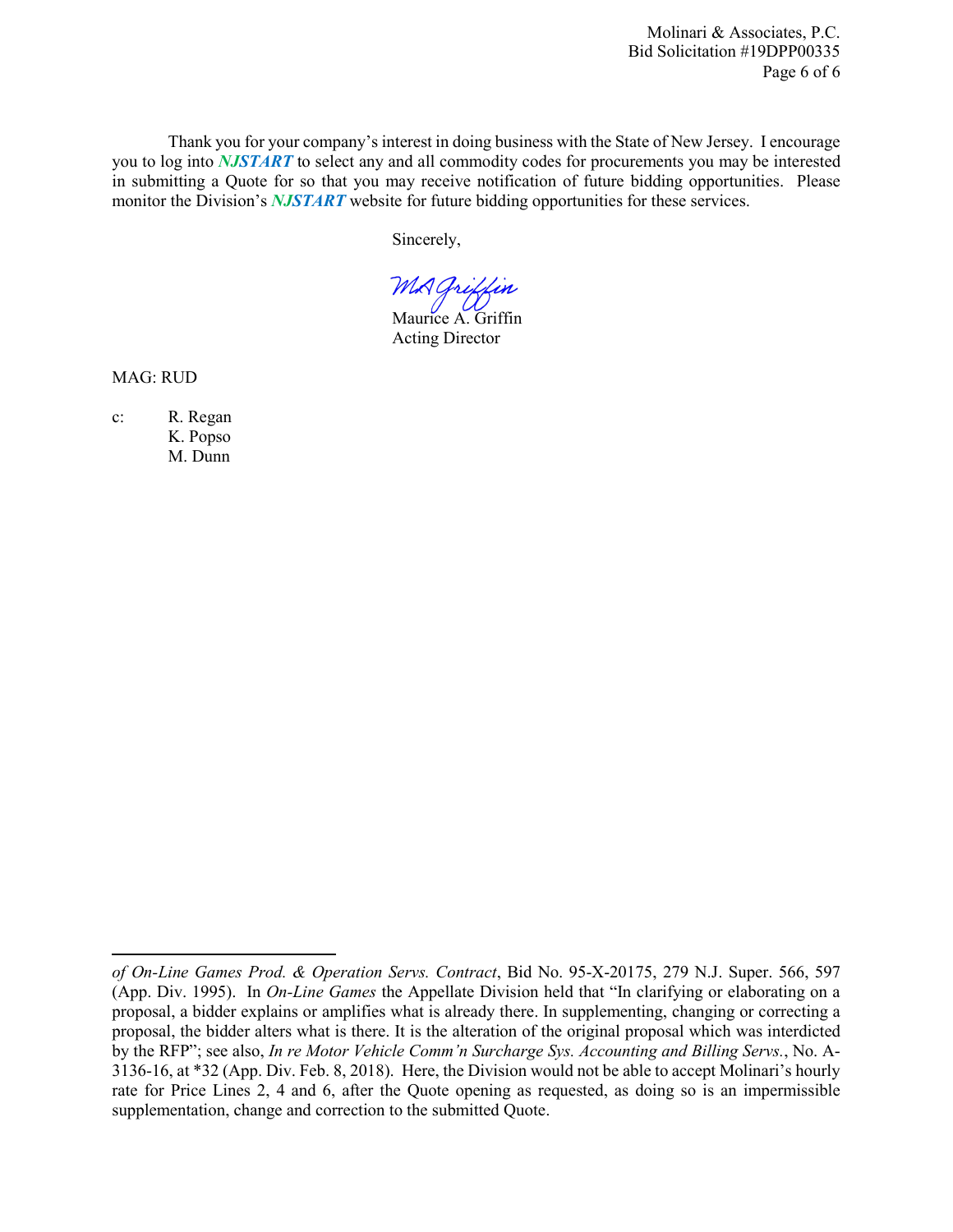Thank you for your company's interest in doing business with the State of New Jersey. I encourage you to log into ***NJSTART*** to select any and all commodity codes for procurements you may be interested in submitting a Quote for so that you may receive notification of future bidding opportunities. Please monitor the Division's ***NJSTART*** website for future bidding opportunities for these services.

Sincerely,

Maurice A. Griffin
Acting Director

MAG: RUD

c: R. Regan
K. Popso
M. Dunn

---

*of On-Line Games Prod. & Operation Servs. Contract*, Bid No. 95-X-20175, 279 N.J. Super. 566, 597 (App. Div. 1995). In *On-Line Games* the Appellate Division held that "In clarifying or elaborating on a proposal, a bidder explains or amplifies what is already there. In supplementing, changing or correcting a proposal, the bidder alters what is there. It is the alteration of the original proposal which was interdicted by the RFP"; see also, *In re Motor Vehicle Comm'n Surcharge Sys. Accounting and Billing Servs.*, No. A-3136-16, at *32 (App. Div. Feb. 8, 2018). Here, the Division would not be able to accept Molinari's hourly rate for Price Lines 2, 4 and 6, after the Quote opening as requested, as doing so is an impermissible supplementation, change and correction to the submitted Quote.